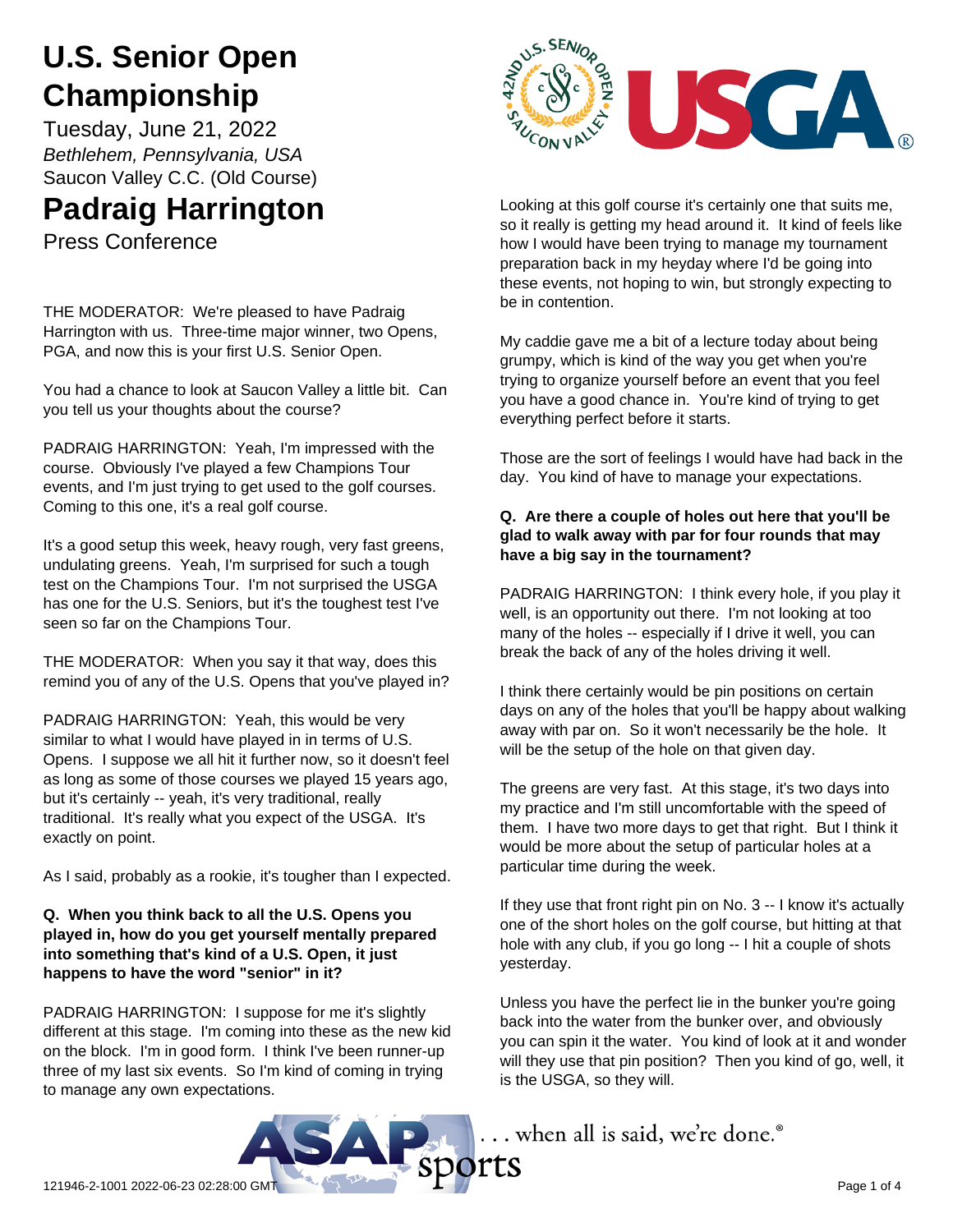# U.S. Senior Open Championship

Tuesday, June 21, 2022

*Bethlehem, Pennsylvania, USA*

Saucon Valley C.C. (Old Course)

# Padraig Harrington

Press Conference

THE MODERATOR: We're pleased to have Padraig Harrington with us. Three-time major winner, two Opens, PGA, and now this is your first U.S. Senior Open.

You had a chance to look at Saucon Valley a little bit. Can you tell us your thoughts about the course?

PADRAIG HARRINGTON: Yeah, I'm impressed with the course. Obviously I've played a few Champions Tour events, and I'm just trying to get used to the golf courses. Coming to this one, it's a real golf course.

It's a good setup this week, heavy rough, very fast greens, undulating greens. Yeah, I'm surprised for such a tough test on the Champions Tour. I'm not surprised the USGA has one for the U.S. Seniors, but it's the toughest test I've seen so far on the Champions Tour.

THE MODERATOR: When you say it that way, does this remind you of any of the U.S. Opens that you've played in?

PADRAIG HARRINGTON: Yeah, this would be very similar to what I would have played in in terms of U.S. Opens. I suppose we all hit it further now, so it doesn't feel as long as some of those courses we played 15 years ago, but it's certainly -- yeah, it's very traditional, really traditional. It's really what you expect of the USGA. It's exactly on point.

As I said, probably as a rookie, it's tougher than I expected.

**Q. When you think back to all the U.S. Opens you played in, how do you get yourself mentally prepared into something that's kind of a U.S. Open, it just happens to have the word "senior" in it?**

PADRAIG HARRINGTON: I suppose for me it's slightly different at this stage. I'm coming into these as the new kid on the block. I'm in good form. I think I've been runner-up three of my last six events. So I'm kind of coming in trying to manage any own expectations.

Looking at this golf course it's certainly one that suits me, so it really is getting my head around it. It kind of feels like how I would have been trying to manage my tournament preparation back in my heyday where I'd be going into these events, not hoping to win, but strongly expecting to be in contention.

My caddie gave me a bit of a lecture today about being grumpy, which is kind of the way you get when you're trying to organize yourself before an event that you feel you have a good chance in. You're kind of trying to get everything perfect before it starts.

Those are the sort of feelings I would have had back in the day. You kind of have to manage your expectations.

**Q. Are there a couple of holes out here that you'll be glad to walk away with par for four rounds that may have a big say in the tournament?**

PADRAIG HARRINGTON: I think every hole, if you play it well, is an opportunity out there. I'm not looking at too many of the holes -- especially if I drive it well, you can break the back of any of the holes driving it well.

I think there certainly would be pin positions on certain days on any of the holes that you'll be happy about walking away with par on. So it won't necessarily be the hole. It will be the setup of the hole on that given day.

The greens are very fast. At this stage, it's two days into my practice and I'm still uncomfortable with the speed of them. I have two more days to get that right. But I think it would be more about the setup of particular holes at a particular time during the week.

If they use that front right pin on No. 3 -- I know it's actually one of the short holes on the golf course, but hitting at that hole with any club, if you go long -- I hit a couple of shots yesterday.

Unless you have the perfect lie in the bunker you're going back into the water from the bunker over, and obviously you can spin it the water. You kind of look at it and wonder will they use that pin position? Then you kind of go, well, it is the USGA, so they will.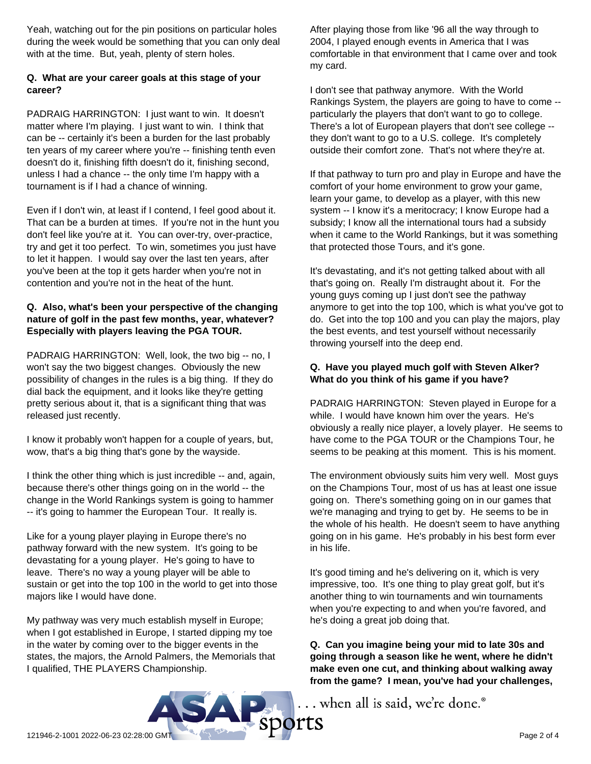Yeah, watching out for the pin positions on particular holes during the week would be something that you can only deal with at the time. But, yeah, plenty of stern holes.

**Q. What are your career goals at this stage of your career?**

PADRAIG HARRINGTON: I just want to win. It doesn't matter where I'm playing. I just want to win. I think that can be -- certainly it's been a burden for the last probably ten years of my career where you're -- finishing tenth even doesn't do it, finishing fifth doesn't do it, finishing second, unless I had a chance -- the only time I'm happy with a tournament is if I had a chance of winning.

Even if I don't win, at least if I contend, I feel good about it. That can be a burden at times. If you're not in the hunt you don't feel like you're at it. You can over-try, over-practice, try and get it too perfect. To win, sometimes you just have to let it happen. I would say over the last ten years, after you've been at the top it gets harder when you're not in contention and you're not in the heat of the hunt.

**Q. Also, what's been your perspective of the changing nature of golf in the past few months, year, whatever? Especially with players leaving the PGA TOUR.**

PADRAIG HARRINGTON: Well, look, the two big -- no, I won't say the two biggest changes. Obviously the new possibility of changes in the rules is a big thing. If they do dial back the equipment, and it looks like they're getting pretty serious about it, that is a significant thing that was released just recently.

I know it probably won't happen for a couple of years, but, wow, that's a big thing that's gone by the wayside.

I think the other thing which is just incredible -- and, again, because there's other things going on in the world -- the change in the World Rankings system is going to hammer -- it's going to hammer the European Tour. It really is.

Like for a young player playing in Europe there's no pathway forward with the new system. It's going to be devastating for a young player. He's going to have to leave. There's no way a young player will be able to sustain or get into the top 100 in the world to get into those majors like I would have done.

My pathway was very much establish myself in Europe; when I got established in Europe, I started dipping my toe in the water by coming over to the bigger events in the states, the majors, the Arnold Palmers, the Memorials that I qualified, THE PLAYERS Championship.

After playing those from like '96 all the way through to 2004, I played enough events in America that I was comfortable in that environment that I came over and took my card.

I don't see that pathway anymore. With the World Rankings System, the players are going to have to come -- particularly the players that don't want to go to college. There's a lot of European players that don't see college -- they don't want to go to a U.S. college. It's completely outside their comfort zone. That's not where they're at.

If that pathway to turn pro and play in Europe and have the comfort of your home environment to grow your game, learn your game, to develop as a player, with this new system -- I know it's a meritocracy; I know Europe had a subsidy; I know all the international tours had a subsidy when it came to the World Rankings, but it was something that protected those Tours, and it's gone.

It's devastating, and it's not getting talked about with all that's going on. Really I'm distraught about it. For the young guys coming up I just don't see the pathway anymore to get into the top 100, which is what you've got to do. Get into the top 100 and you can play the majors, play the best events, and test yourself without necessarily throwing yourself into the deep end.

**Q. Have you played much golf with Steven Alker? What do you think of his game if you have?**

PADRAIG HARRINGTON: Steven played in Europe for a while. I would have known him over the years. He's obviously a really nice player, a lovely player. He seems to have come to the PGA TOUR or the Champions Tour, he seems to be peaking at this moment. This is his moment.

The environment obviously suits him very well. Most guys on the Champions Tour, most of us has at least one issue going on. There's something going on in our games that we're managing and trying to get by. He seems to be in the whole of his health. He doesn't seem to have anything going on in his game. He's probably in his best form ever in his life.

It's good timing and he's delivering on it, which is very impressive, too. It's one thing to play great golf, but it's another thing to win tournaments and win tournaments when you're expecting to and when you're favored, and he's doing a great job doing that.

**Q. Can you imagine being your mid to late 30s and going through a season like he went, where he didn't make even one cut, and thinking about walking away from the game? I mean, you've had your challenges,**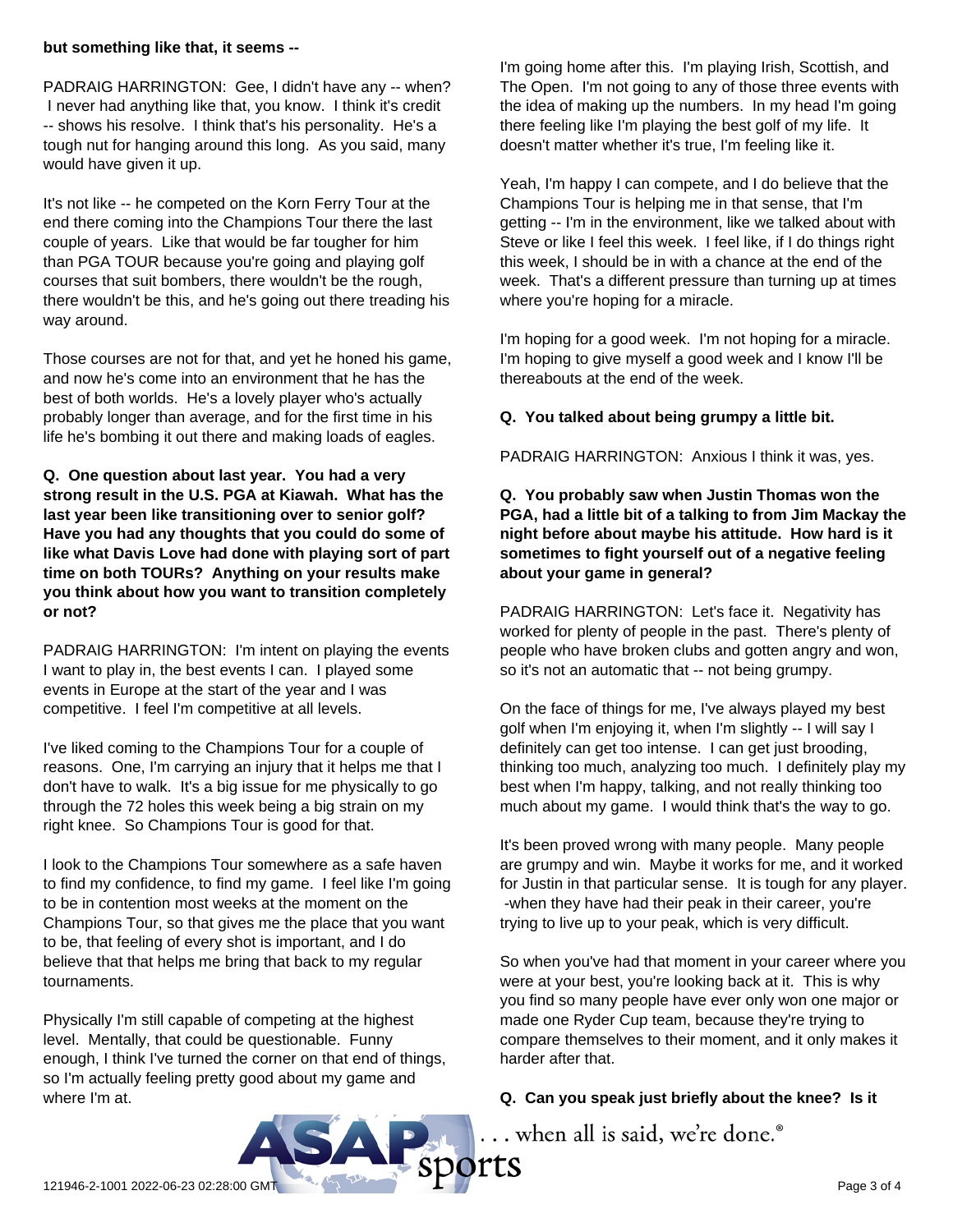**but something like that, it seems --**

PADRAIG HARRINGTON: Gee, I didn't have any -- when? I never had anything like that, you know. I think it's credit -- shows his resolve. I think that's his personality. He's a tough nut for hanging around this long. As you said, many would have given it up.

It's not like -- he competed on the Korn Ferry Tour at the end there coming into the Champions Tour there the last couple of years. Like that would be far tougher for him than PGA TOUR because you're going and playing golf courses that suit bombers, there wouldn't be the rough, there wouldn't be this, and he's going out there treading his way around.

Those courses are not for that, and yet he honed his game, and now he's come into an environment that he has the best of both worlds. He's a lovely player who's actually probably longer than average, and for the first time in his life he's bombing it out there and making loads of eagles.

**Q. One question about last year. You had a very strong result in the U.S. PGA at Kiawah. What has the last year been like transitioning over to senior golf? Have you had any thoughts that you could do some of like what Davis Love had done with playing sort of part time on both TOURs? Anything on your results make you think about how you want to transition completely or not?**

PADRAIG HARRINGTON: I'm intent on playing the events I want to play in, the best events I can. I played some events in Europe at the start of the year and I was competitive. I feel I'm competitive at all levels.

I've liked coming to the Champions Tour for a couple of reasons. One, I'm carrying an injury that it helps me that I don't have to walk. It's a big issue for me physically to go through the 72 holes this week being a big strain on my right knee. So Champions Tour is good for that.

I look to the Champions Tour somewhere as a safe haven to find my confidence, to find my game. I feel like I'm going to be in contention most weeks at the moment on the Champions Tour, so that gives me the place that you want to be, that feeling of every shot is important, and I do believe that that helps me bring that back to my regular tournaments.

Physically I'm still capable of competing at the highest level. Mentally, that could be questionable. Funny enough, I think I've turned the corner on that end of things, so I'm actually feeling pretty good about my game and where I'm at.

I'm going home after this. I'm playing Irish, Scottish, and The Open. I'm not going to any of those three events with the idea of making up the numbers. In my head I'm going there feeling like I'm playing the best golf of my life. It doesn't matter whether it's true, I'm feeling like it.

Yeah, I'm happy I can compete, and I do believe that the Champions Tour is helping me in that sense, that I'm getting -- I'm in the environment, like we talked about with Steve or like I feel this week. I feel like, if I do things right this week, I should be in with a chance at the end of the week. That's a different pressure than turning up at times where you're hoping for a miracle.

I'm hoping for a good week. I'm not hoping for a miracle. I'm hoping to give myself a good week and I know I'll be thereabouts at the end of the week.

**Q. You talked about being grumpy a little bit.**

PADRAIG HARRINGTON: Anxious I think it was, yes.

**Q. You probably saw when Justin Thomas won the PGA, had a little bit of a talking to from Jim Mackay the night before about maybe his attitude. How hard is it sometimes to fight yourself out of a negative feeling about your game in general?**

PADRAIG HARRINGTON: Let's face it. Negativity has worked for plenty of people in the past. There's plenty of people who have broken clubs and gotten angry and won, so it's not an automatic that -- not being grumpy.

On the face of things for me, I've always played my best golf when I'm enjoying it, when I'm slightly -- I will say I definitely can get too intense. I can get just brooding, thinking too much, analyzing too much. I definitely play my best when I'm happy, talking, and not really thinking too much about my game. I would think that's the way to go.

It's been proved wrong with many people. Many people are grumpy and win. Maybe it works for me, and it worked for Justin in that particular sense. It is tough for any player. -when they have had their peak in their career, you're trying to live up to your peak, which is very difficult.

So when you've had that moment in your career where you were at your best, you're looking back at it. This is why you find so many people have ever only won one major or made one Ryder Cup team, because they're trying to compare themselves to their moment, and it only makes it harder after that.

**Q. Can you speak just briefly about the knee? Is it**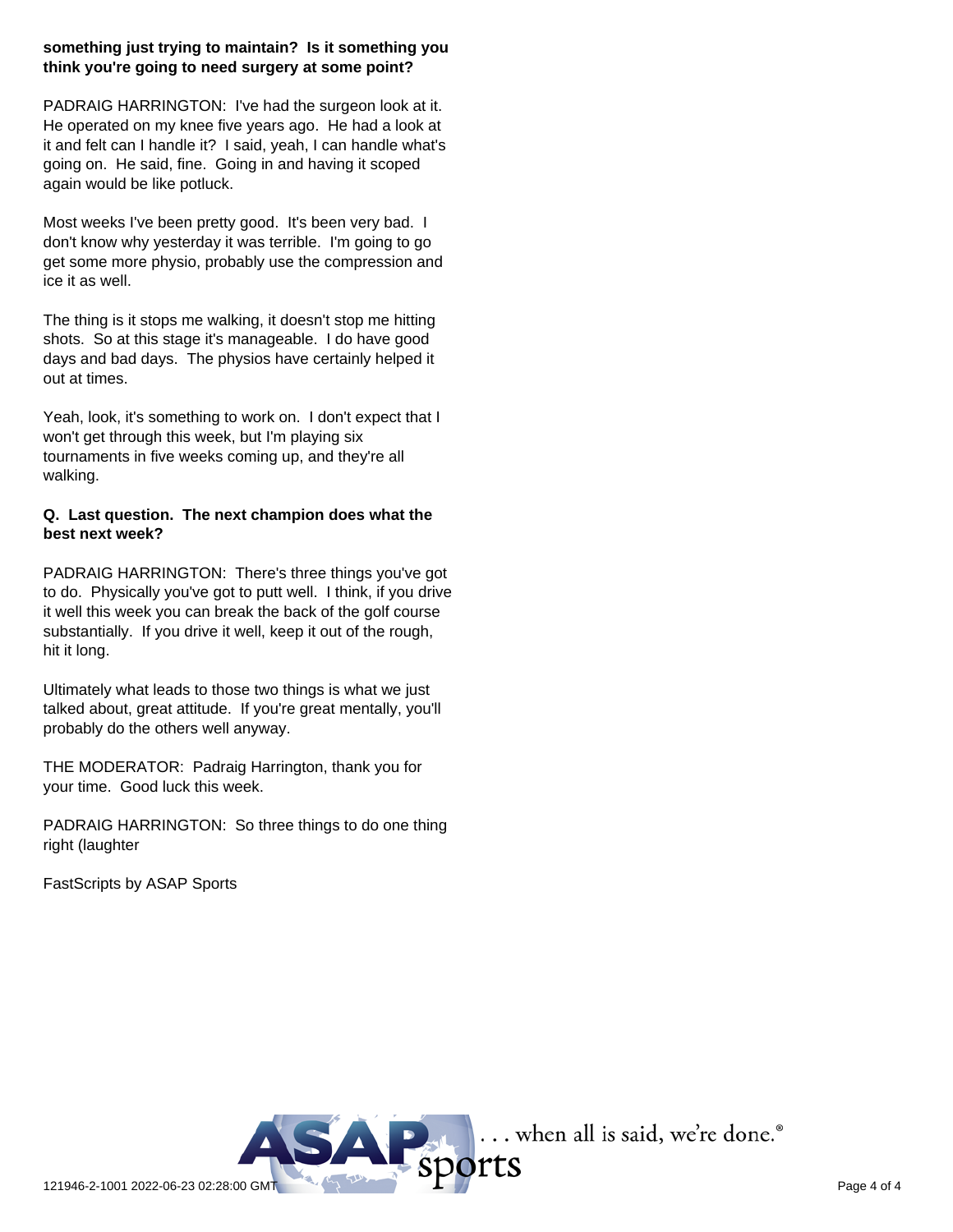**something just trying to maintain? Is it something you think you're going to need surgery at some point?**

PADRAIG HARRINGTON: I've had the surgeon look at it. He operated on my knee five years ago. He had a look at it and felt can I handle it? I said, yeah, I can handle what's going on. He said, fine. Going in and having it scoped again would be like potluck.

Most weeks I've been pretty good. It's been very bad. I don't know why yesterday it was terrible. I'm going to go get some more physio, probably use the compression and ice it as well.

The thing is it stops me walking, it doesn't stop me hitting shots. So at this stage it's manageable. I do have good days and bad days. The physios have certainly helped it out at times.

Yeah, look, it's something to work on. I don't expect that I won't get through this week, but I'm playing six tournaments in five weeks coming up, and they're all walking.

**Q. Last question. The next champion does what the best next week?**

PADRAIG HARRINGTON: There's three things you've got to do. Physically you've got to putt well. I think, if you drive it well this week you can break the back of the golf course substantially. If you drive it well, keep it out of the rough, hit it long.

Ultimately what leads to those two things is what we just talked about, great attitude. If you're great mentally, you'll probably do the others well anyway.

THE MODERATOR: Padraig Harrington, thank you for your time. Good luck this week.

PADRAIG HARRINGTON: So three things to do one thing right (laughter

FastScripts by ASAP Sports